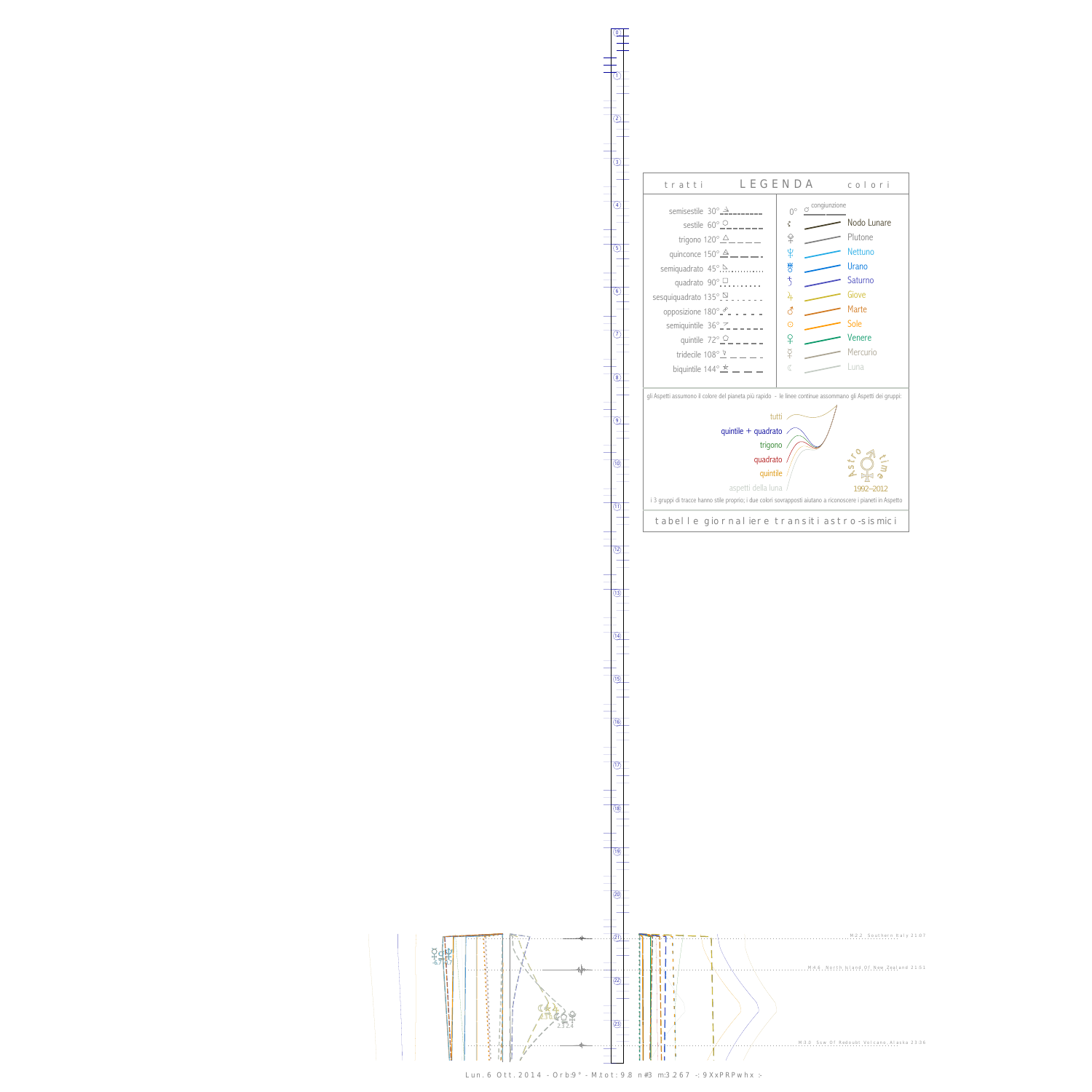## LEGENDA

| tratti | | colori | |
|---|---|---|---|
| semisestile 30° | | 0° congiunzione | |
| sestile 60° | | | Nodo Lunare |
| trigono 120° | | | Plutone |
| quinconce 150° | | | Nettuno |
| semiquadrato 45° | | | Urano |
| quadrato 90° | | | Saturno |
| sesquiquadrato 135° | | | Giove |
| opposizione 180° | | | Marte |
| semiquintile 36° | | | Sole |
| quintile 72° | | | Venere |
| tridecile 108° | | | Mercurio |
| biquintile 144° | | | Luna |

gli Aspetti assumono il colore del pianeta più rapido - le linee continue assommano gli Aspetti dei gruppi:

- tutti
- quintile + quadrato
- trigono
- quadrato
- quintile
- aspetti della luna

Astro time 1992–2012

i 3 gruppi di tracce hanno stile proprio; i due colori sovrapposti aiutano a riconoscere i pianeti in Aspetto

tabelle giornaliere transiti astro-sismici

M:2.2 Southern Italy 21:07

M:4.6 North Island Of New Zealand 21:51

M:3.0 Ssw Of Redoubt Volcano Alaska 23:36

Lun. 6 Ott. 2014 - Orb:9° - M.tot: 9.8 n#3 m:3.267 -: 9XxPRPwhx :-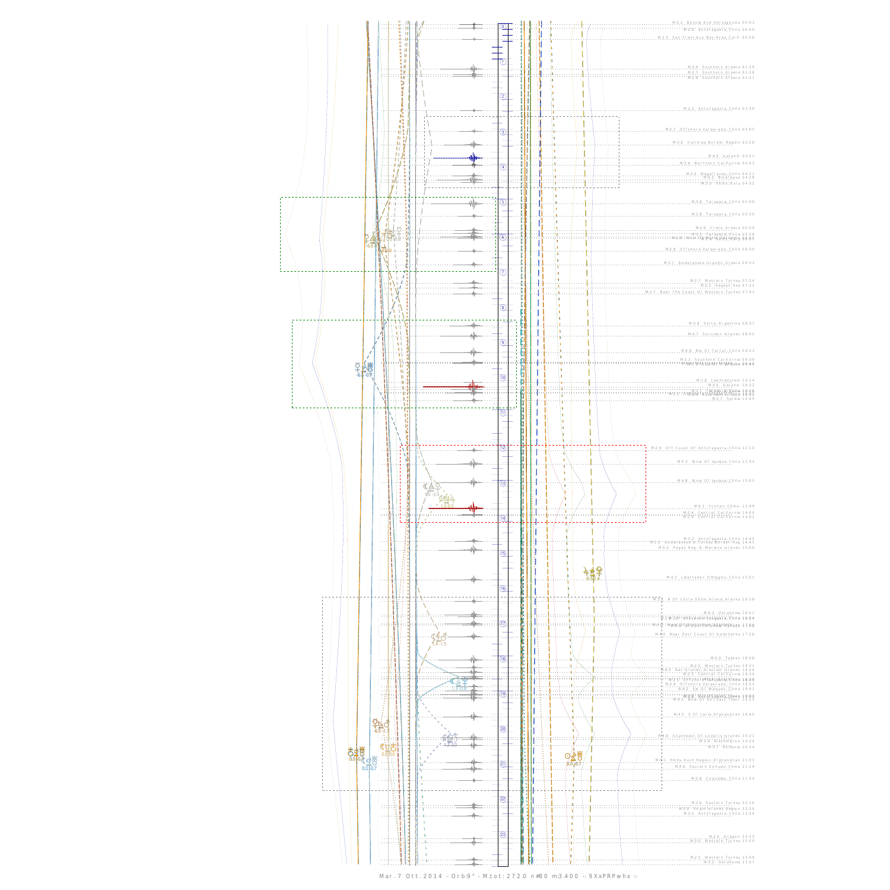M 2.1 Bosnia And Herzegovina 00:03
M 2.8 Antofagasta, Chile 00:09
M 2.3 San Francisco Bay Area, Calif. 00:28

M 3.0 Southern Greece 01:19
M 2.7 Southern Greece 01:28
M 2.8 Southern Greece 01:31

M 2.5 Antofagasta, Chile 02:30

M 2.7 Offshore Valparaiso, Chile 03:05

M 3.6 Iran-Iraq Border Region 03:28

M 4.5 Iceland 03:51
M 3.4 Northern California 04:03

M 3.4 Magallanes, Chile 04:21
M 5.1 Nicaragua 04:28
M 2.0 Sicily, Italy 04:32

M 3.8 Tarapaca, Chile 05:09

M 3.8 Tarapaca, Chile 05:30

M 2.6 Creta, Greece 05:54
M 2.5 Tarapaca, Chile 05:59

M 2.8 Offshore Valparaiso, Chile 06:30

M 2.7 Dodecanese Islands, Greece 06:53

M 2.7 Western Turkey 07:24
M 2.2 Aegean Sea 07:32
M 2.7 Near The Coast Of Western Turkey 07:43

M 3.8 Salta, Argentina 08:37

M 4.7 Solomon Islands 08:55

M 4.8 Nw Of Taltal, Chile 09:23

M 2.3 Southern California 09:39

M 1.8 Liechtenstein 10:14
M 5.5 Iceland 10:22

M 2.7 Serbia 10:45

M 2.9 Off Coast Of Antofagasta, Chile 12:10

M 5.3 Wnw Of Iquique, Chile 12:33

M 4.8 Wnw Of Iquique, Chile 13:05

M 6.1 Yunnan, China 13:49
M 3.4 Central California 14:00
M 2.9 Central California 14:01

M 3.2 Antofagasta, Chile 14:45
M 2.5 Dodecanese Is.-Turkey Border Reg 14:45
M 5.0 Pagan Reg. N. Mariana Islands 15:00

M 4.2 Libertador O'Higgins, Chile 15:51

M 2.6 N Of Little Sitkin Island, Alaska 16:28

M 4.3 Oklahoma 16:51

M 4.0 Near East Coast Of Kamchatka 17:28

M 5.0 Taiwan 18:08

M 2.5 Western Turkey 18:21
M 4.1 Rat Islands, Aleutian Islands 18:29
M 2.5 Central California 18:36

M 2.9 Offshore Valparaiso, Chile 18:53
M 4.2 Sw Of Bouvet, China 19:01

M 4.5 Nnw Of Dili, East Timor 19:13

M 4.3 E Of Jarm, Afghanistan 19:45

M 4.8 Southeast Of Loyalty Islands 20:21
M 4.4 Washington 20:24
M 3.7 Armenia 20:34

M 4.1 Hindu Kush Region, Afghanistan 21:03
M 4.6 Eastern Sichuan, China 21:14

M 2.8 Coquimbo, Chile 21:34

M 2.6 Eastern Turkey 22:16
M 3.6 Virgin Islands Region 22:20
M 3.5 Antofagasta, Chile 22:34

M 2.4 Oregon 23:13
M 3.0 Western Turkey 23:20

M 2.5 Western Turkey 23:49
M 3.2 Oklahoma 23:57

Mar. 7 Ott. 2014 - Orb:9° - M.tot: 272.0 n#80 m:3.400 -: 9XxPRPwhx :-